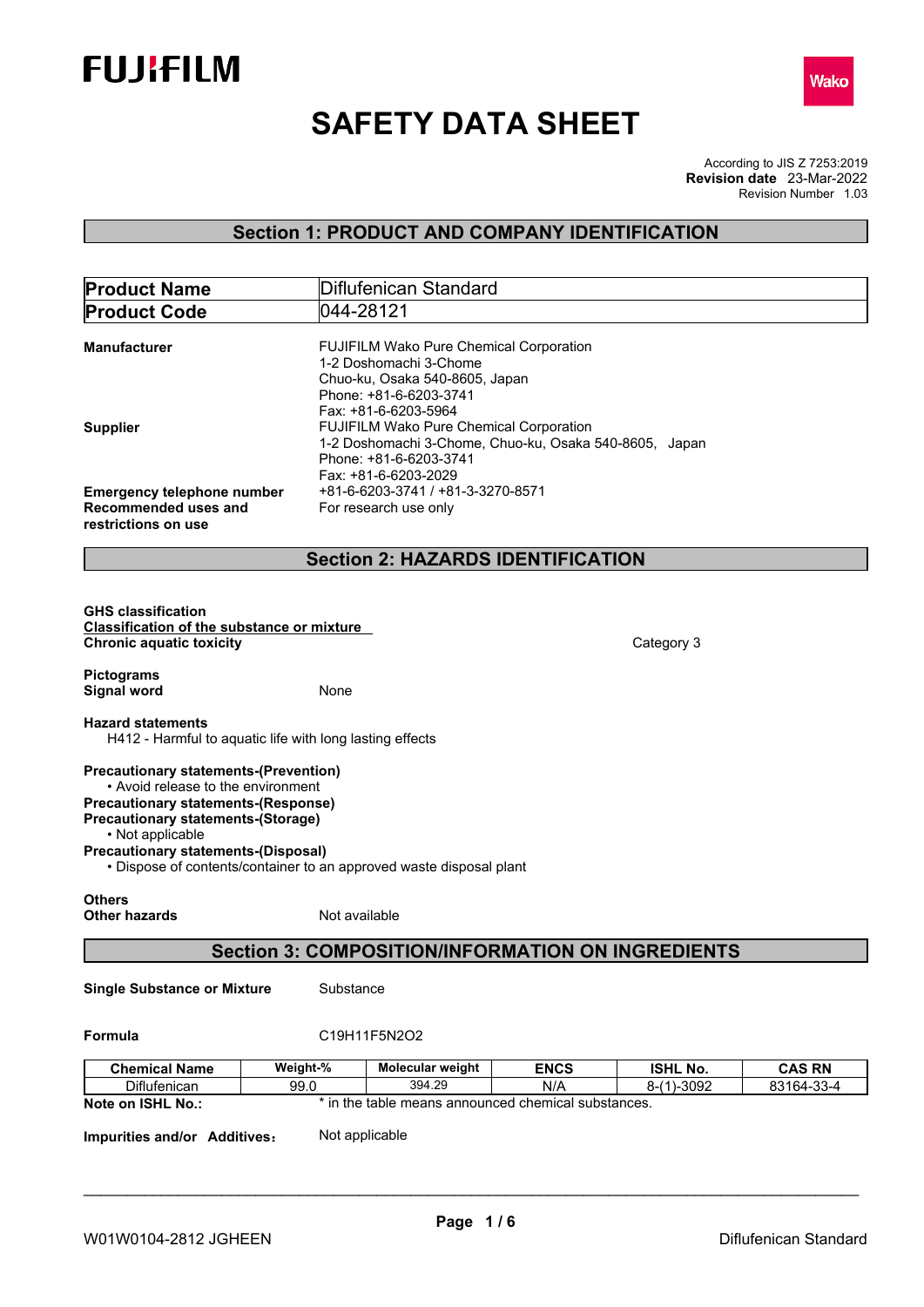FUJIFILM

Wako

# SAFETY DATA SHEET

According to JIS Z 7253:2019
**Revision date** 23-Mar-2022
Revision Number 1.03

## Section 1: PRODUCT AND COMPANY IDENTIFICATION

| **Product Name** | Diflufenican Standard |
|---|---|
| **Product Code** | 044-28121 |

**Manufacturer**
FUJIFILM Wako Pure Chemical Corporation
1-2 Doshomachi 3-Chome
Chuo-ku, Osaka 540-8605, Japan
Phone: +81-6-6203-3741
Fax: +81-6-6203-5964

**Supplier**
FUJIFILM Wako Pure Chemical Corporation
1-2 Doshomachi 3-Chome, Chuo-ku, Osaka 540-8605, Japan
Phone: +81-6-6203-3741
Fax: +81-6-6203-2029

**Emergency telephone number** +81-6-6203-3741 / +81-3-3270-8571

**Recommended uses and restrictions on use** For research use only

## Section 2: HAZARDS IDENTIFICATION

**GHS classification**
**Classification of the substance or mixture**
**Chronic aquatic toxicity** Category 3

**Pictograms**
**Signal word** None

**Hazard statements**
H412 - Harmful to aquatic life with long lasting effects

**Precautionary statements-(Prevention)**
- Avoid release to the environment

**Precautionary statements-(Response)**
**Precautionary statements-(Storage)**
- Not applicable

**Precautionary statements-(Disposal)**
- Dispose of contents/container to an approved waste disposal plant

**Others**
**Other hazards** Not available

## Section 3: COMPOSITION/INFORMATION ON INGREDIENTS

**Single Substance or Mixture** Substance

**Formula** C19H11F5N2O2

| Chemical Name | Weight-% | Molecular weight | ENCS | ISHL No. | CAS RN |
|---|---|---|---|---|---|
| Diflufenican | 99.0 | 394.29 | N/A | 8-(1)-3092 | 83164-33-4 |

**Note on ISHL No.:** * in the table means announced chemical substances.

**Impurities and/or Additives:** Not applicable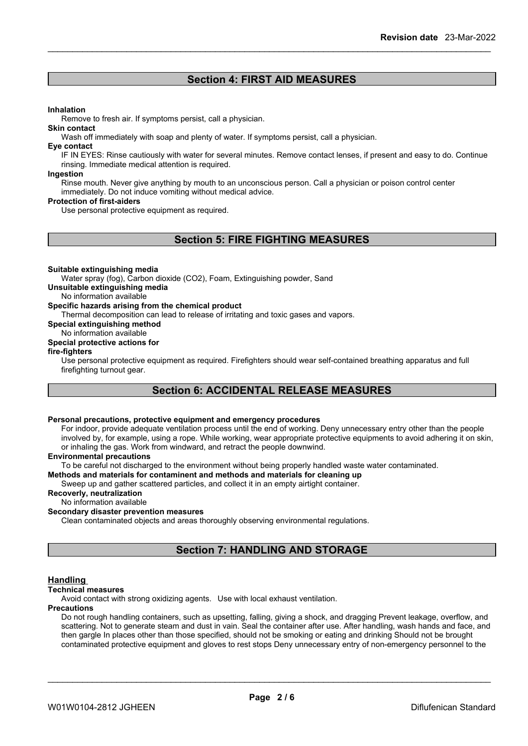## Section 4: FIRST AID MEASURES

**Inhalation**

Remove to fresh air. If symptoms persist, call a physician.

**Skin contact**

Wash off immediately with soap and plenty of water. If symptoms persist, call a physician.

**Eye contact**

IF IN EYES: Rinse cautiously with water for several minutes. Remove contact lenses, if present and easy to do. Continue rinsing. Immediate medical attention is required.

**Ingestion**

Rinse mouth. Never give anything by mouth to an unconscious person. Call a physician or poison control center immediately. Do not induce vomiting without medical advice.

**Protection of first-aiders**

Use personal protective equipment as required.

## Section 5: FIRE FIGHTING MEASURES

**Suitable extinguishing media**

Water spray (fog), Carbon dioxide ($CO_2$), Foam, Extinguishing powder, Sand

**Unsuitable extinguishing media**

No information available

**Specific hazards arising from the chemical product**

Thermal decomposition can lead to release of irritating and toxic gases and vapors.

**Special extinguishing method**

No information available

**Special protective actions for fire-fighters**

Use personal protective equipment as required. Firefighters should wear self-contained breathing apparatus and full firefighting turnout gear.

## Section 6: ACCIDENTAL RELEASE MEASURES

**Personal precautions, protective equipment and emergency procedures**

For indoor, provide adequate ventilation process until the end of working. Deny unnecessary entry other than the people involved by, for example, using a rope. While working, wear appropriate protective equipments to avoid adhering it on skin, or inhaling the gas. Work from windward, and retract the people downwind.

**Environmental precautions**

To be careful not discharged to the environment without being properly handled waste water contaminated.

**Methods and materials for contaminent and methods and materials for cleaning up**

Sweep up and gather scattered particles, and collect it in an empty airtight container.

**Recoverly, neutralization**

No information available

**Secondary disaster prevention measures**

Clean contaminated objects and areas thoroughly observing environmental regulations.

## Section 7: HANDLING AND STORAGE

### Handling

**Technical measures**

Avoid contact with strong oxidizing agents. Use with local exhaust ventilation.

**Precautions**

Do not rough handling containers, such as upsetting, falling, giving a shock, and dragging Prevent leakage, overflow, and scattering. Not to generate steam and dust in vain. Seal the container after use. After handling, wash hands and face, and then gargle In places other than those specified, should not be smoking or eating and drinking Should not be brought contaminated protective equipment and gloves to rest stops Deny unnecessary entry of non-emergency personnel to the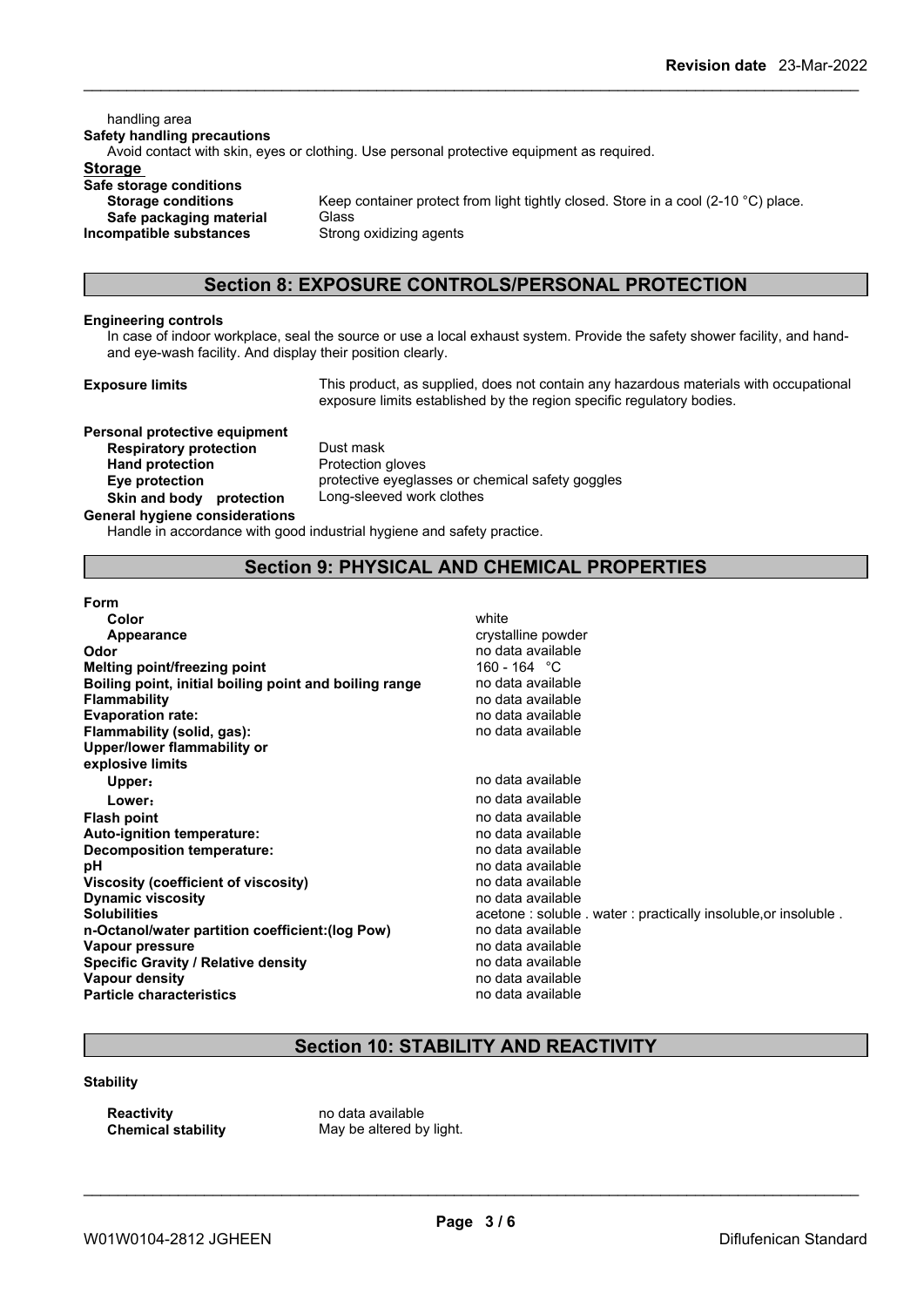handling area

**Safety handling precautions**

Avoid contact with skin, eyes or clothing. Use personal protective equipment as required.

**Storage**

**Safe storage conditions**

| | |
|---|---|
| **Storage conditions** | Keep container protect from light tightly closed. Store in a cool (2-10 °C) place. |
| **Safe packaging material** | Glass |
| **Incompatible substances** | Strong oxidizing agents |

## Section 8: EXPOSURE CONTROLS/PERSONAL PROTECTION

**Engineering controls**

In case of indoor workplace, seal the source or use a local exhaust system. Provide the safety shower facility, and hand-and eye-wash facility. And display their position clearly.

**Exposure limits** — This product, as supplied, does not contain any hazardous materials with occupational exposure limits established by the region specific regulatory bodies.

**Personal protective equipment**

| | |
|---|---|
| **Respiratory protection** | Dust mask |
| **Hand protection** | Protection gloves |
| **Eye protection** | protective eyeglasses or chemical safety goggles |
| **Skin and body protection** | Long-sleeved work clothes |

**General hygiene considerations**

Handle in accordance with good industrial hygiene and safety practice.

## Section 9: PHYSICAL AND CHEMICAL PROPERTIES

**Form**

| | |
|---|---|
| **Color** | white |
| **Appearance** | crystalline powder |
| **Odor** | no data available |
| **Melting point/freezing point** | 160 - 164 °C |
| **Boiling point, initial boiling point and boiling range** | no data available |
| **Flammability** | no data available |
| **Evaporation rate:** | no data available |
| **Flammability (solid, gas):** | no data available |
| **Upper/lower flammability or explosive limits** | |
| **Upper:** | no data available |
| **Lower:** | no data available |
| **Flash point** | no data available |
| **Auto-ignition temperature:** | no data available |
| **Decomposition temperature:** | no data available |
| **pH** | no data available |
| **Viscosity (coefficient of viscosity)** | no data available |
| **Dynamic viscosity** | no data available |
| **Solubilities** | acetone : soluble . water : practically insoluble,or insoluble . |
| **n-Octanol/water partition coefficient:(log Pow)** | no data available |
| **Vapour pressure** | no data available |
| **Specific Gravity / Relative density** | no data available |
| **Vapour density** | no data available |
| **Particle characteristics** | no data available |

## Section 10: STABILITY AND REACTIVITY

**Stability**

| | |
|---|---|
| **Reactivity** | no data available |
| **Chemical stability** | May be altered by light. |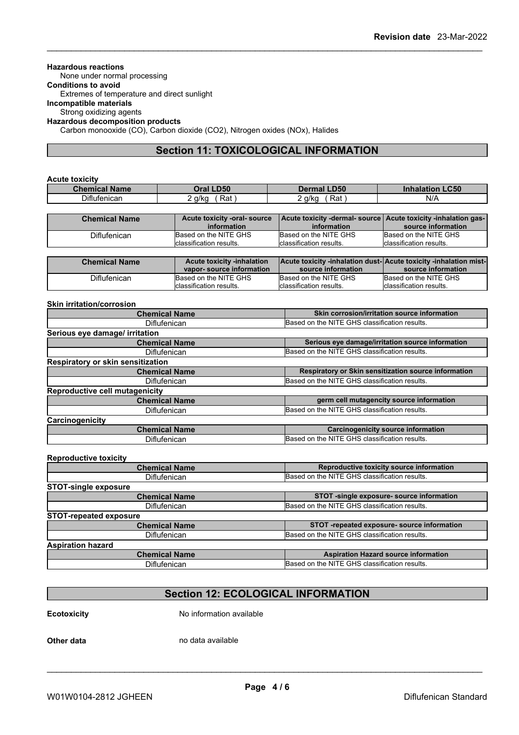**Hazardous reactions**
None under normal processing

**Conditions to avoid**
Extremes of temperature and direct sunlight

**Incompatible materials**
Strong oxidizing agents

**Hazardous decomposition products**
Carbon monooxide (CO), Carbon dioxide ($CO_2$), Nitrogen oxides (NOx), Halides

## Section 11: TOXICOLOGICAL INFORMATION

**Acute toxicity**

| Chemical Name | Oral LD50 | Dermal LD50 | Inhalation LC50 |
|---|---|---|---|
| Diflufenican | 2 g/kg ( Rat ) | 2 g/kg ( Rat ) | N/A |

| Chemical Name | Acute toxicity -oral- source information | Acute toxicity -dermal- source information | Acute toxicity -inhalation gas- source information |
|---|---|---|---|
| Diflufenican | Based on the NITE GHS classification results. | Based on the NITE GHS classification results. | Based on the NITE GHS classification results. |

| Chemical Name | Acute toxicity -inhalation vapor- source information | Acute toxicity -inhalation dust- source information | Acute toxicity -inhalation mist- source information |
|---|---|---|---|
| Diflufenican | Based on the NITE GHS classification results. | Based on the NITE GHS classification results. | Based on the NITE GHS classification results. |

**Skin irritation/corrosion**

| Chemical Name | Skin corrosion/irritation source information |
|---|---|
| Diflufenican | Based on the NITE GHS classification results. |

**Serious eye damage/ irritation**

| Chemical Name | Serious eye damage/irritation source information |
|---|---|
| Diflufenican | Based on the NITE GHS classification results. |

**Respiratory or skin sensitization**

| Chemical Name | Respiratory or Skin sensitization source information |
|---|---|
| Diflufenican | Based on the NITE GHS classification results. |

**Reproductive cell mutagenicity**

| Chemical Name | germ cell mutagencity source information |
|---|---|
| Diflufenican | Based on the NITE GHS classification results. |

**Carcinogenicity**

| Chemical Name | Carcinogenicity source information |
|---|---|
| Diflufenican | Based on the NITE GHS classification results. |

**Reproductive toxicity**

| Chemical Name | Reproductive toxicity source information |
|---|---|
| Diflufenican | Based on the NITE GHS classification results. |

**STOT-single exposure**

| Chemical Name | STOT -single exposure- source information |
|---|---|
| Diflufenican | Based on the NITE GHS classification results. |

**STOT-repeated exposure**

| Chemical Name | STOT -repeated exposure- source information |
|---|---|
| Diflufenican | Based on the NITE GHS classification results. |

**Aspiration hazard**

| Chemical Name | Aspiration Hazard source information |
|---|---|
| Diflufenican | Based on the NITE GHS classification results. |

## Section 12: ECOLOGICAL INFORMATION

**Ecotoxicity** No information available

**Other data** no data available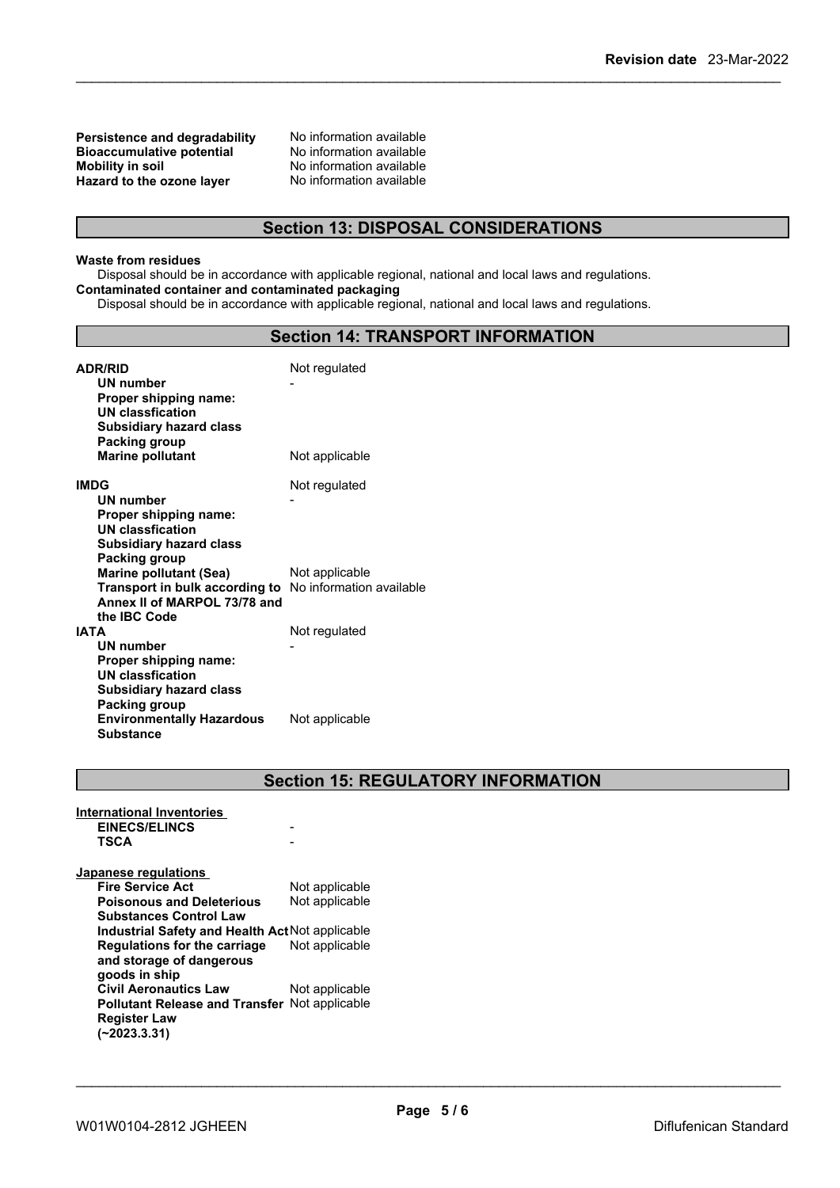| | |
|---|---|
| **Persistence and degradability** | No information available |
| **Bioaccumulative potential** | No information available |
| **Mobility in soil** | No information available |
| **Hazard to the ozone layer** | No information available |

## Section 13: DISPOSAL CONSIDERATIONS

**Waste from residues**

Disposal should be in accordance with applicable regional, national and local laws and regulations.

**Contaminated container and contaminated packaging**

Disposal should be in accordance with applicable regional, national and local laws and regulations.

## Section 14: TRANSPORT INFORMATION

| | |
|---|---|
| **ADR/RID** | Not regulated |
| **UN number** | - |
| **Proper shipping name:** | |
| **UN classfication** | |
| **Subsidiary hazard class** | |
| **Packing group** | |
| **Marine pollutant** | Not applicable |
| **IMDG** | Not regulated |
| **UN number** | - |
| **Proper shipping name:** | |
| **UN classfication** | |
| **Subsidiary hazard class** | |
| **Packing group** | |
| **Marine pollutant (Sea)** | Not applicable |
| **Transport in bulk according to Annex II of MARPOL 73/78 and the IBC Code** | No information available |
| **IATA** | Not regulated |
| **UN number** | - |
| **Proper shipping name:** | |
| **UN classfication** | |
| **Subsidiary hazard class** | |
| **Packing group** | |
| **Environmentally Hazardous Substance** | Not applicable |

## Section 15: REGULATORY INFORMATION

**International Inventories**

| | |
|---|---|
| **EINECS/ELINCS** | - |
| **TSCA** | - |

**Japanese regulations**

| | |
|---|---|
| **Fire Service Act** | Not applicable |
| **Poisonous and Deleterious Substances Control Law** | Not applicable |
| **Industrial Safety and Health Act** | Not applicable |
| **Regulations for the carriage and storage of dangerous goods in ship** | Not applicable |
| **Civil Aeronautics Law** | Not applicable |
| **Pollutant Release and Transfer Register Law (~2023.3.31)** | Not applicable |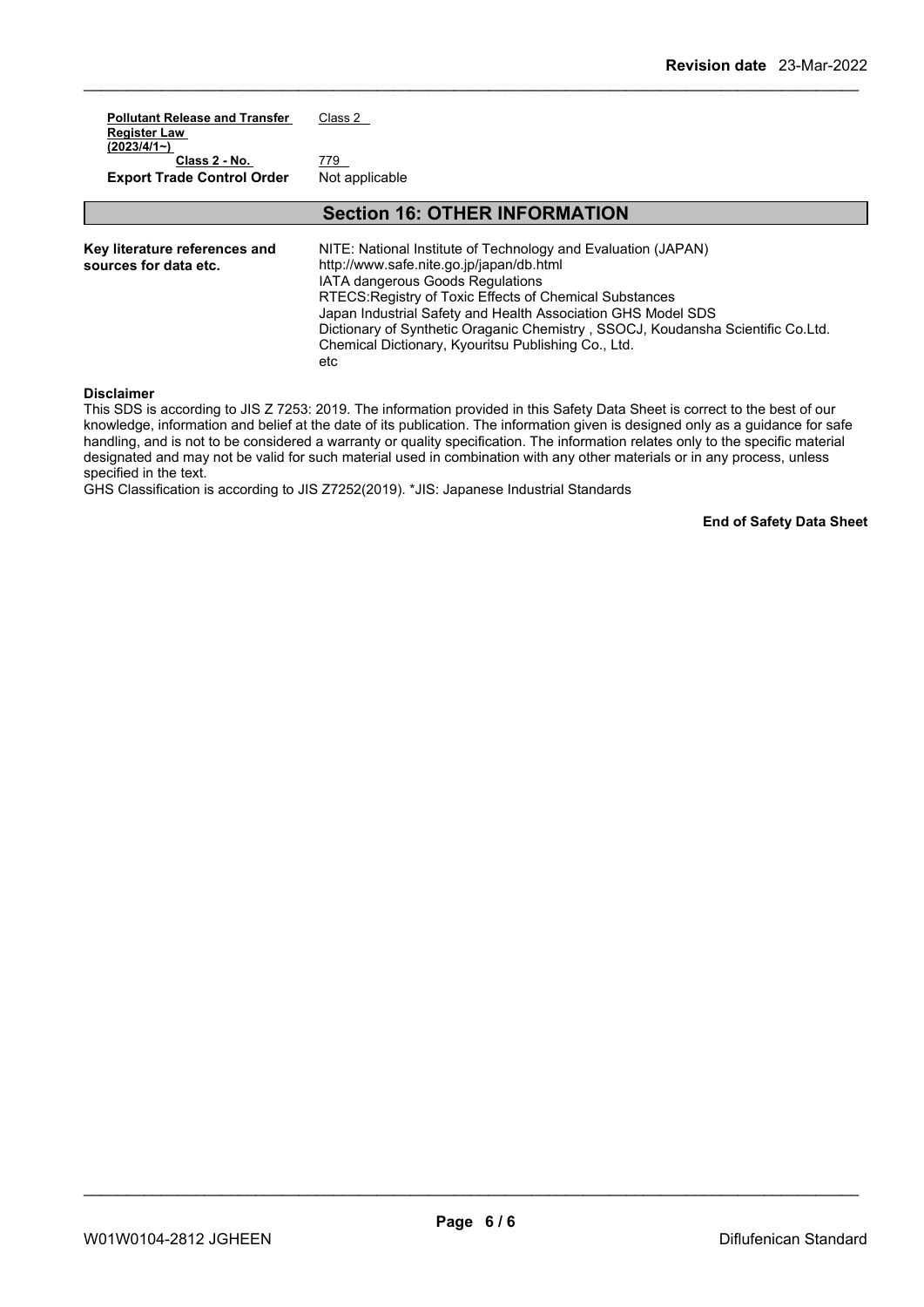| | |
|---|---|
| **Pollutant Release and Transfer Register Law (2023/4/1~)** | Class 2 |
| **Class 2 - No.** | 779 |
| **Export Trade Control Order** | Not applicable |

## Section 16: OTHER INFORMATION

**Key literature references and sources for data etc.**

NITE: National Institute of Technology and Evaluation (JAPAN)
http://www.safe.nite.go.jp/japan/db.html
IATA dangerous Goods Regulations
RTECS:Registry of Toxic Effects of Chemical Substances
Japan Industrial Safety and Health Association GHS Model SDS
Dictionary of Synthetic Oraganic Chemistry , SSOCJ, Koudansha Scientific Co.Ltd.
Chemical Dictionary, Kyouritsu Publishing Co., Ltd.
etc

**Disclaimer**

This SDS is according to JIS Z 7253: 2019. The information provided in this Safety Data Sheet is correct to the best of our knowledge, information and belief at the date of its publication. The information given is designed only as a guidance for safe handling, and is not to be considered a warranty or quality specification. The information relates only to the specific material designated and may not be valid for such material used in combination with any other materials or in any process, unless specified in the text.

GHS Classification is according to JIS Z7252(2019). *JIS: Japanese Industrial Standards

**End of Safety Data Sheet**